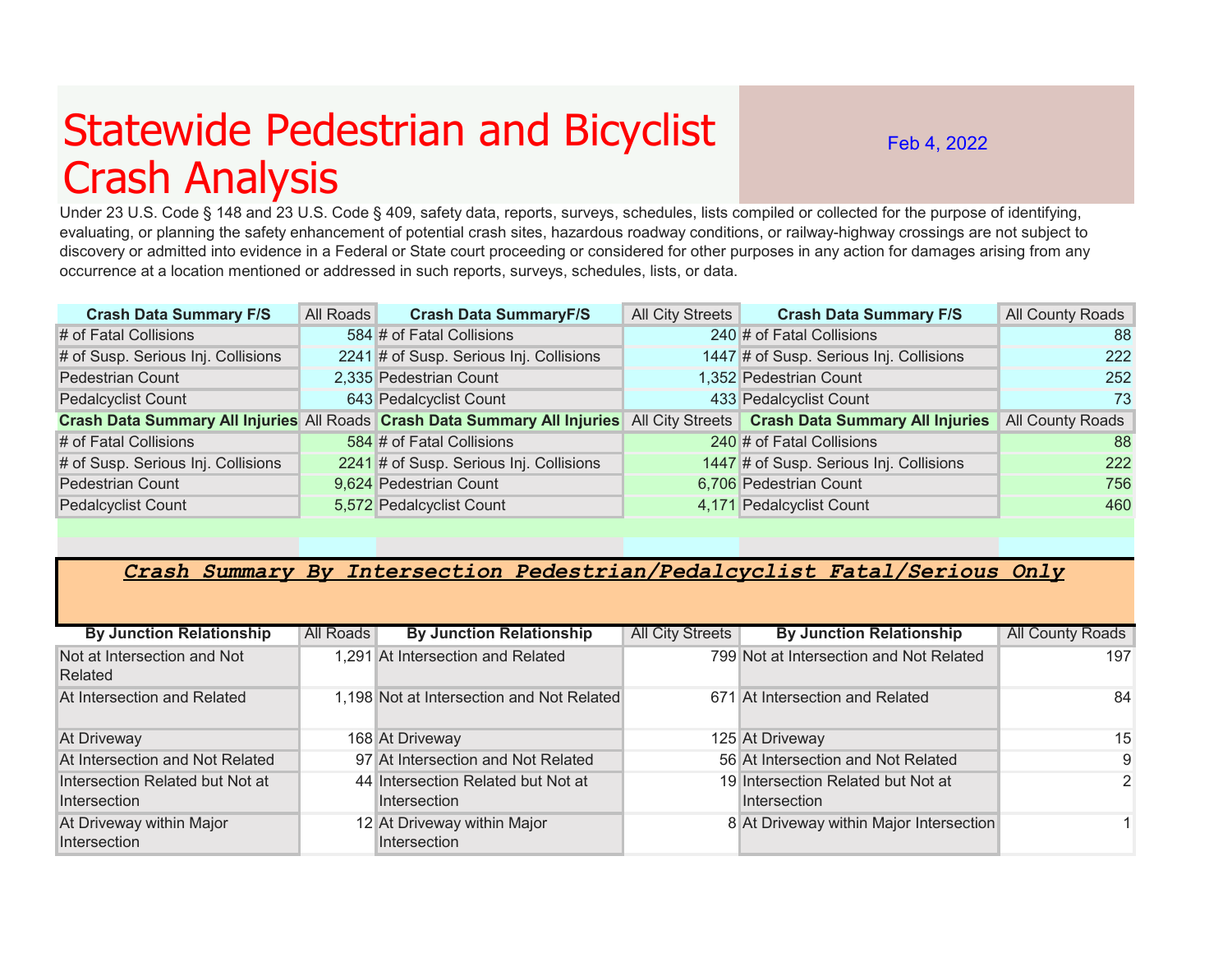# Statewide Pedestrian and Bicyclist Crash Analysis

Feb 4, 2022

Under 23 U.S. Code § 148 and 23 U.S. Code § 409, safety data, reports, surveys, schedules, lists compiled or collected for the purpose of identifying, evaluating, or planning the safety enhancement of potential crash sites, hazardous roadway conditions, or railway-highway crossings are not subject to discovery or admitted into evidence in a Federal or State court proceeding or considered for other purposes in any action for damages arising from any occurrence at a location mentioned or addressed in such reports, surveys, schedules, lists, or data.

| Crash Data Summary F/S | All Roads | Crash Data SummaryF/S | All City Streets | Crash Data Summary F/S | All County Roads |
|---|---|---|---|---|---|
| # of Fatal Collisions | 584 | # of Fatal Collisions | 240 | # of Fatal Collisions | 88 |
| # of Susp. Serious Inj. Collisions | 2241 | # of Susp. Serious Inj. Collisions | 1447 | # of Susp. Serious Inj. Collisions | 222 |
| Pedestrian Count | 2,335 | Pedestrian Count | 1,352 | Pedestrian Count | 252 |
| Pedalcyclist Count | 643 | Pedalcyclist Count | 433 | Pedalcyclist Count | 73 |
| **Crash Data Summary All Injuries** | All Roads | **Crash Data Summary All Injuries** | All City Streets | **Crash Data Summary All Injuries** | All County Roads |
| # of Fatal Collisions | 584 | # of Fatal Collisions | 240 | # of Fatal Collisions | 88 |
| # of Susp. Serious Inj. Collisions | 2241 | # of Susp. Serious Inj. Collisions | 1447 | # of Susp. Serious Inj. Collisions | 222 |
| Pedestrian Count | 9,624 | Pedestrian Count | 6,706 | Pedestrian Count | 756 |
| Pedalcyclist Count | 5,572 | Pedalcyclist Count | 4,171 | Pedalcyclist Count | 460 |

## ***Crash Summary By Intersection Pedestrian/Pedalcyclist Fatal/Serious Only***

| By Junction Relationship | All Roads | By Junction Relationship | All City Streets | By Junction Relationship | All County Roads |
|---|---|---|---|---|---|
| Not at Intersection and Not Related | 1,291 | At Intersection and Related | 799 | Not at Intersection and Not Related | 197 |
| At Intersection and Related | 1,198 | Not at Intersection and Not Related | 671 | At Intersection and Related | 84 |
| At Driveway | 168 | At Driveway | 125 | At Driveway | 15 |
| At Intersection and Not Related | 97 | At Intersection and Not Related | 56 | At Intersection and Not Related | 9 |
| Intersection Related but Not at Intersection | 44 | Intersection Related but Not at Intersection | 19 | Intersection Related but Not at Intersection | 2 |
| At Driveway within Major Intersection | 12 | At Driveway within Major Intersection | 8 | At Driveway within Major Intersection | 1 |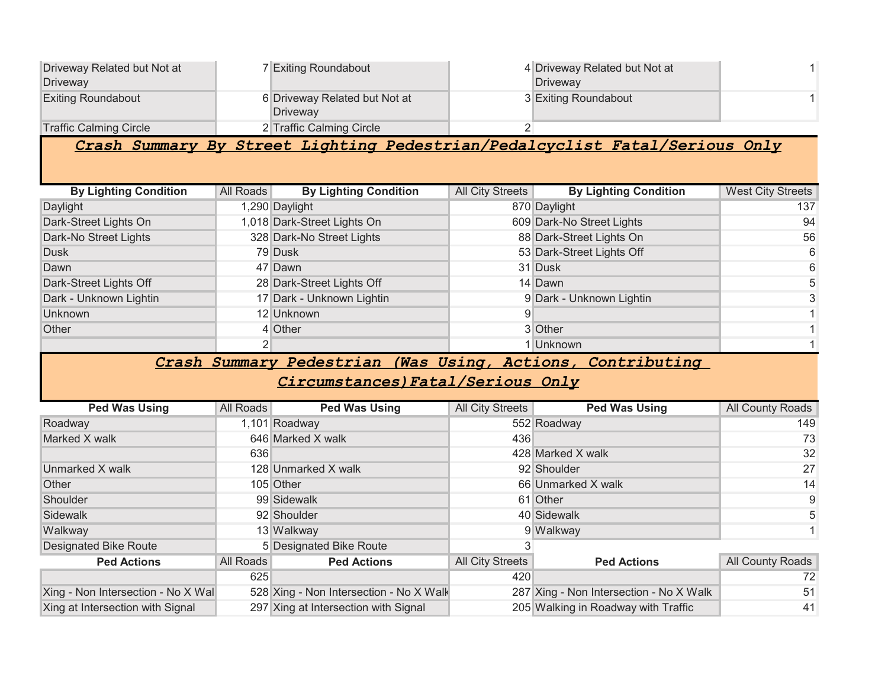| | | | | | |
|---|---|---|---|---|---|
| Driveway Related but Not at Driveway | 7 | Exiting Roundabout | 4 | Driveway Related but Not at Driveway | 1 |
| Exiting Roundabout | 6 | Driveway Related but Not at Driveway | 3 | Exiting Roundabout | 1 |
| Traffic Calming Circle | 2 | Traffic Calming Circle | 2 | | |

## ***Crash Summary By Street Lighting Pedestrian/Pedalcyclist Fatal/Serious Only***

| By Lighting Condition | All Roads | By Lighting Condition | All City Streets | By Lighting Condition | West City Streets |
|---|---|---|---|---|---|
| Daylight | 1,290 | Daylight | 870 | Daylight | 137 |
| Dark-Street Lights On | 1,018 | Dark-Street Lights On | 609 | Dark-No Street Lights | 94 |
| Dark-No Street Lights | 328 | Dark-No Street Lights | 88 | Dark-Street Lights On | 56 |
| Dusk | 79 | Dusk | 53 | Dark-Street Lights Off | 6 |
| Dawn | 47 | Dawn | 31 | Dusk | 6 |
| Dark-Street Lights Off | 28 | Dark-Street Lights Off | 14 | Dawn | 5 |
| Dark - Unknown Lightin | 17 | Dark - Unknown Lightin | 9 | Dark - Unknown Lightin | 3 |
| Unknown | 12 | Unknown | 9 | | 1 |
| Other | 4 | Other | 3 | Other | 1 |
| | 2 | | 1 | Unknown | 1 |

## ***Crash Summary Pedestrian (Was Using, Actions, Contributing Circumstances)Fatal/Serious Only***

| Ped Was Using | All Roads | Ped Was Using | All City Streets | Ped Was Using | All County Roads |
|---|---|---|---|---|---|
| Roadway | 1,101 | Roadway | 552 | Roadway | 149 |
| Marked X walk | 646 | Marked X walk | 436 | | 73 |
| | 636 | | 428 | Marked X walk | 32 |
| Unmarked X walk | 128 | Unmarked X walk | 92 | Shoulder | 27 |
| Other | 105 | Other | 66 | Unmarked X walk | 14 |
| Shoulder | 99 | Sidewalk | 61 | Other | 9 |
| Sidewalk | 92 | Shoulder | 40 | Sidewalk | 5 |
| Walkway | 13 | Walkway | 9 | Walkway | 1 |
| Designated Bike Route | 5 | Designated Bike Route | 3 | | |

| Ped Actions | All Roads | Ped Actions | All City Streets | Ped Actions | All County Roads |
|---|---|---|---|---|---|
| | 625 | | 420 | | 72 |
| Xing - Non Intersection - No X Wal | 528 | Xing - Non Intersection - No X Walk | 287 | Xing - Non Intersection - No X Walk | 51 |
| Xing at Intersection with Signal | 297 | Xing at Intersection with Signal | 205 | Walking in Roadway with Traffic | 41 |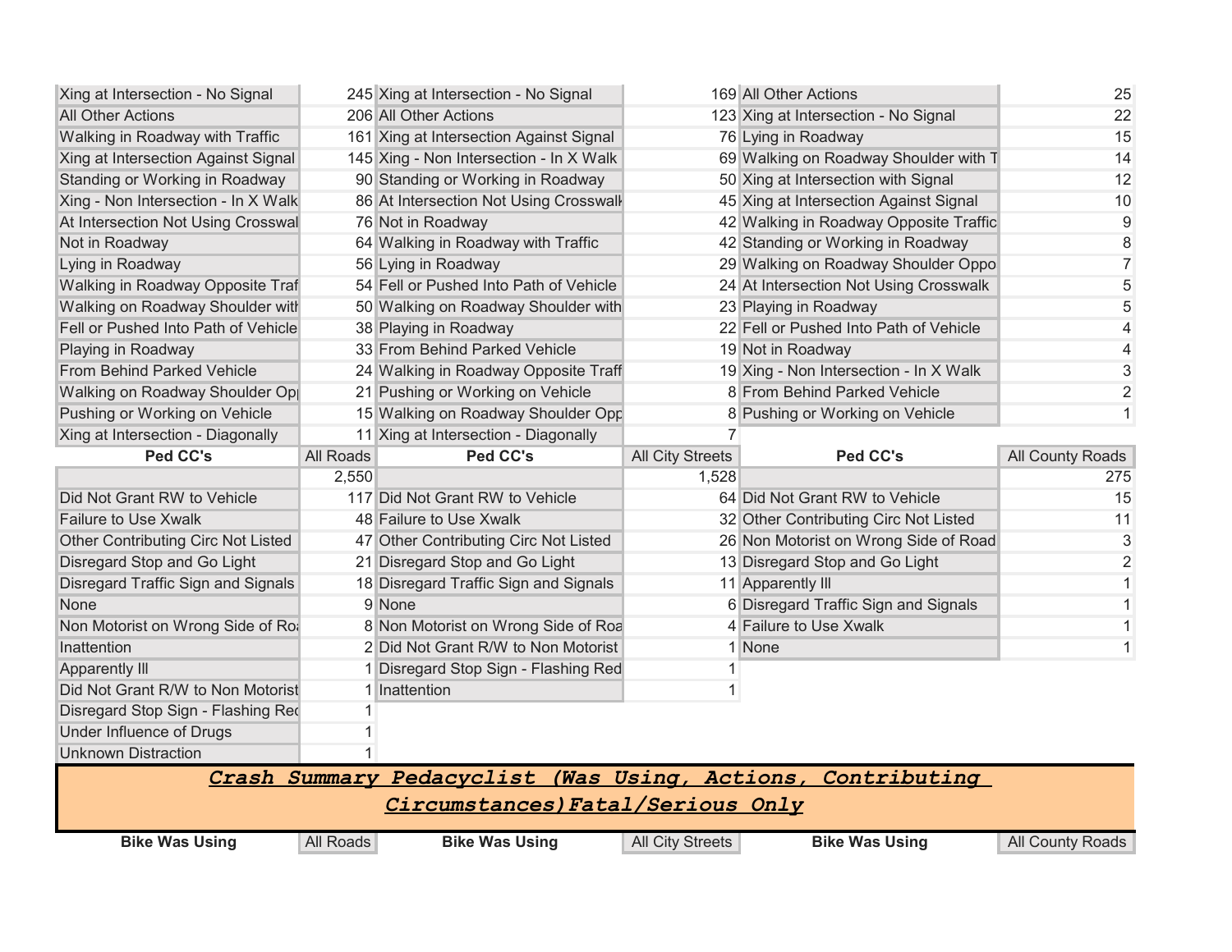| | All Roads | | All City Streets | | All County Roads |
|---|---|---|---|---|---|
| Xing at Intersection - No Signal | 245 | Xing at Intersection - No Signal | 169 | All Other Actions | 25 |
| All Other Actions | 206 | All Other Actions | 123 | Xing at Intersection - No Signal | 22 |
| Walking in Roadway with Traffic | 161 | Xing at Intersection Against Signal | 76 | Lying in Roadway | 15 |
| Xing at Intersection Against Signal | 145 | Xing - Non Intersection - In X Walk | 69 | Walking on Roadway Shoulder with T | 14 |
| Standing or Working in Roadway | 90 | Standing or Working in Roadway | 50 | Xing at Intersection with Signal | 12 |
| Xing - Non Intersection - In X Walk | 86 | At Intersection Not Using Crosswalk | 45 | Xing at Intersection Against Signal | 10 |
| At Intersection Not Using Crosswal | 76 | Not in Roadway | 42 | Walking in Roadway Opposite Traffic | 9 |
| Not in Roadway | 64 | Walking in Roadway with Traffic | 42 | Standing or Working in Roadway | 8 |
| Lying in Roadway | 56 | Lying in Roadway | 29 | Walking on Roadway Shoulder Oppo | 7 |
| Walking in Roadway Opposite Traf | 54 | Fell or Pushed Into Path of Vehicle | 24 | At Intersection Not Using Crosswalk | 5 |
| Walking on Roadway Shoulder with | 50 | Walking on Roadway Shoulder with | 23 | Playing in Roadway | 5 |
| Fell or Pushed Into Path of Vehicle | 38 | Playing in Roadway | 22 | Fell or Pushed Into Path of Vehicle | 4 |
| Playing in Roadway | 33 | From Behind Parked Vehicle | 19 | Not in Roadway | 4 |
| From Behind Parked Vehicle | 24 | Walking in Roadway Opposite Traff | 19 | Xing - Non Intersection - In X Walk | 3 |
| Walking on Roadway Shoulder Op | 21 | Pushing or Working on Vehicle | 8 | From Behind Parked Vehicle | 2 |
| Pushing or Working on Vehicle | 15 | Walking on Roadway Shoulder Opp | 8 | Pushing or Working on Vehicle | 1 |
| Xing at Intersection - Diagonally | 11 | Xing at Intersection - Diagonally | 7 | | |

| Ped CC's | All Roads | Ped CC's | All City Streets | Ped CC's | All County Roads |
|---|---|---|---|---|---|
| | 2,550 | | 1,528 | | 275 |
| Did Not Grant RW to Vehicle | 117 | Did Not Grant RW to Vehicle | 64 | Did Not Grant RW to Vehicle | 15 |
| Failure to Use Xwalk | 48 | Failure to Use Xwalk | 32 | Other Contributing Circ Not Listed | 11 |
| Other Contributing Circ Not Listed | 47 | Other Contributing Circ Not Listed | 26 | Non Motorist on Wrong Side of Road | 3 |
| Disregard Stop and Go Light | 21 | Disregard Stop and Go Light | 13 | Disregard Stop and Go Light | 2 |
| Disregard Traffic Sign and Signals | 18 | Disregard Traffic Sign and Signals | 11 | Apparently Ill | 1 |
| None | 9 | None | 6 | Disregard Traffic Sign and Signals | 1 |
| Non Motorist on Wrong Side of Ro | 8 | Non Motorist on Wrong Side of Roa | 4 | Failure to Use Xwalk | 1 |
| Inattention | 2 | Did Not Grant R/W to Non Motorist | 1 | None | 1 |
| Apparently Ill | 1 | Disregard Stop Sign - Flashing Red | 1 | | |
| Did Not Grant R/W to Non Motorist | 1 | Inattention | 1 | | |
| Disregard Stop Sign - Flashing Rec | 1 | | | | |
| Under Influence of Drugs | 1 | | | | |
| Unknown Distraction | 1 | | | | |

## ***Crash Summary Pedacyclist (Was Using, Actions, Contributing Circumstances)Fatal/Serious Only***

| Bike Was Using | All Roads | Bike Was Using | All City Streets | Bike Was Using | All County Roads |
|---|---|---|---|---|---|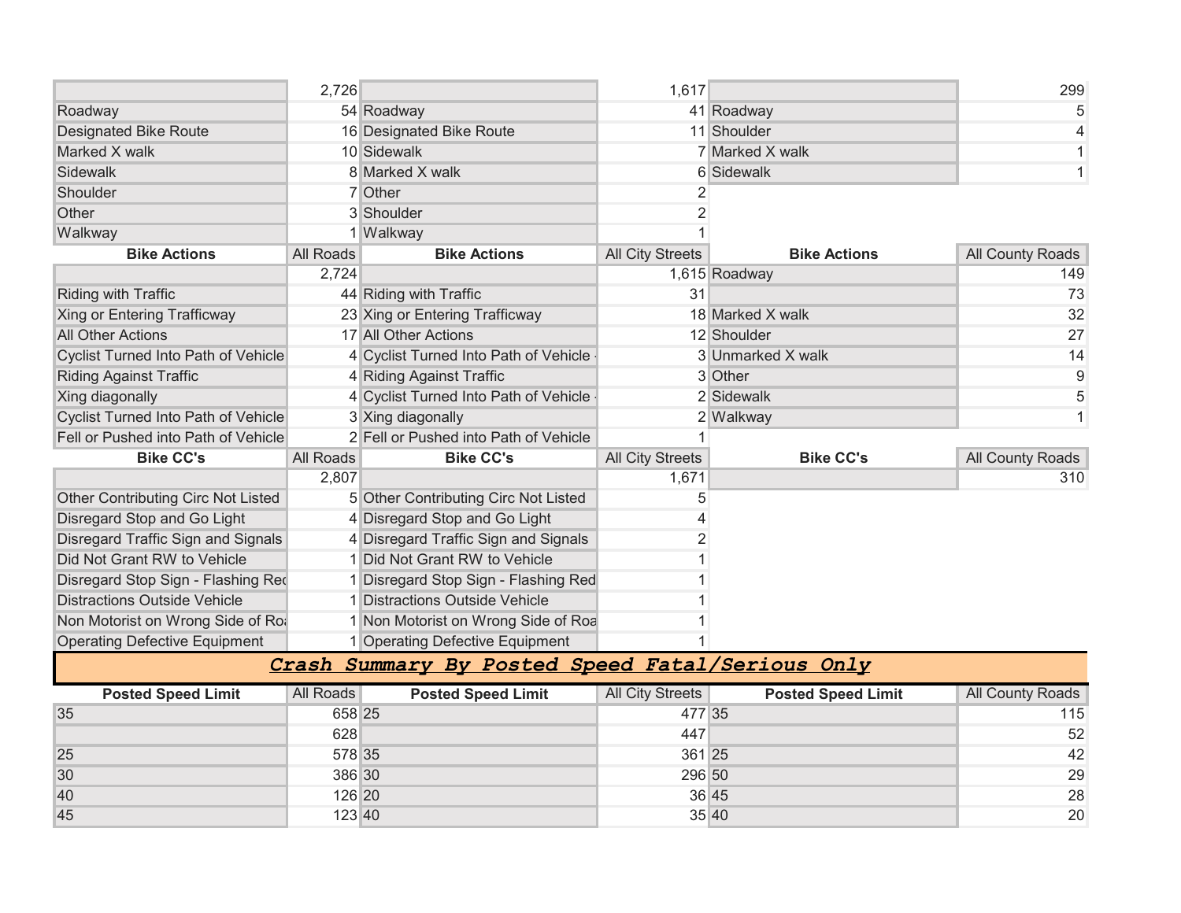| | All Roads | | All City Streets | | All County Roads |
|---|---|---|---|---|---|
| | 2,726 | | 1,617 | | 299 |
| Roadway | 54 | Roadway | 41 | Roadway | 5 |
| Designated Bike Route | 16 | Designated Bike Route | 11 | Shoulder | 4 |
| Marked X walk | 10 | Sidewalk | 7 | Marked X walk | 1 |
| Sidewalk | 8 | Marked X walk | 6 | Sidewalk | 1 |
| Shoulder | 7 | Other | 2 | | |
| Other | 3 | Shoulder | 2 | | |
| Walkway | 1 | Walkway | 1 | | |

| Bike Actions | All Roads | Bike Actions | All City Streets | Bike Actions | All County Roads |
|---|---|---|---|---|---|
| | 2,724 | | 1,615 | Roadway | 149 |
| Riding with Traffic | 44 | Riding with Traffic | 31 | | 73 |
| Xing or Entering Trafficway | 23 | Xing or Entering Trafficway | 18 | Marked X walk | 32 |
| All Other Actions | 17 | All Other Actions | 12 | Shoulder | 27 |
| Cyclist Turned Into Path of Vehicle | 4 | Cyclist Turned Into Path of Vehicle - | 3 | Unmarked X walk | 14 |
| Riding Against Traffic | 4 | Riding Against Traffic | 3 | Other | 9 |
| Xing diagonally | 4 | Cyclist Turned Into Path of Vehicle - | 2 | Sidewalk | 5 |
| Cyclist Turned Into Path of Vehicle | 3 | Xing diagonally | 2 | Walkway | 1 |
| Fell or Pushed into Path of Vehicle | 2 | Fell or Pushed into Path of Vehicle | 1 | | |

| Bike CC's | All Roads | Bike CC's | All City Streets | Bike CC's | All County Roads |
|---|---|---|---|---|---|
| | 2,807 | | 1,671 | | 310 |
| Other Contributing Circ Not Listed | 5 | Other Contributing Circ Not Listed | 5 | | |
| Disregard Stop and Go Light | 4 | Disregard Stop and Go Light | 4 | | |
| Disregard Traffic Sign and Signals | 4 | Disregard Traffic Sign and Signals | 2 | | |
| Did Not Grant RW to Vehicle | 1 | Did Not Grant RW to Vehicle | 1 | | |
| Disregard Stop Sign - Flashing Red | 1 | Disregard Stop Sign - Flashing Red | 1 | | |
| Distractions Outside Vehicle | 1 | Distractions Outside Vehicle | 1 | | |
| Non Motorist on Wrong Side of Roa | 1 | Non Motorist on Wrong Side of Roa | 1 | | |
| Operating Defective Equipment | 1 | Operating Defective Equipment | 1 | | |

## ***Crash Summary By Posted Speed Fatal/Serious Only***

| Posted Speed Limit | All Roads | Posted Speed Limit | All City Streets | Posted Speed Limit | All County Roads |
|---|---|---|---|---|---|
| 35 | 658 | 25 | 477 | 35 | 115 |
| | 628 | | 447 | | 52 |
| 25 | 578 | 35 | 361 | 25 | 42 |
| 30 | 386 | 30 | 296 | 50 | 29 |
| 40 | 126 | 20 | 36 | 45 | 28 |
| 45 | 123 | 40 | 35 | 40 | 20 |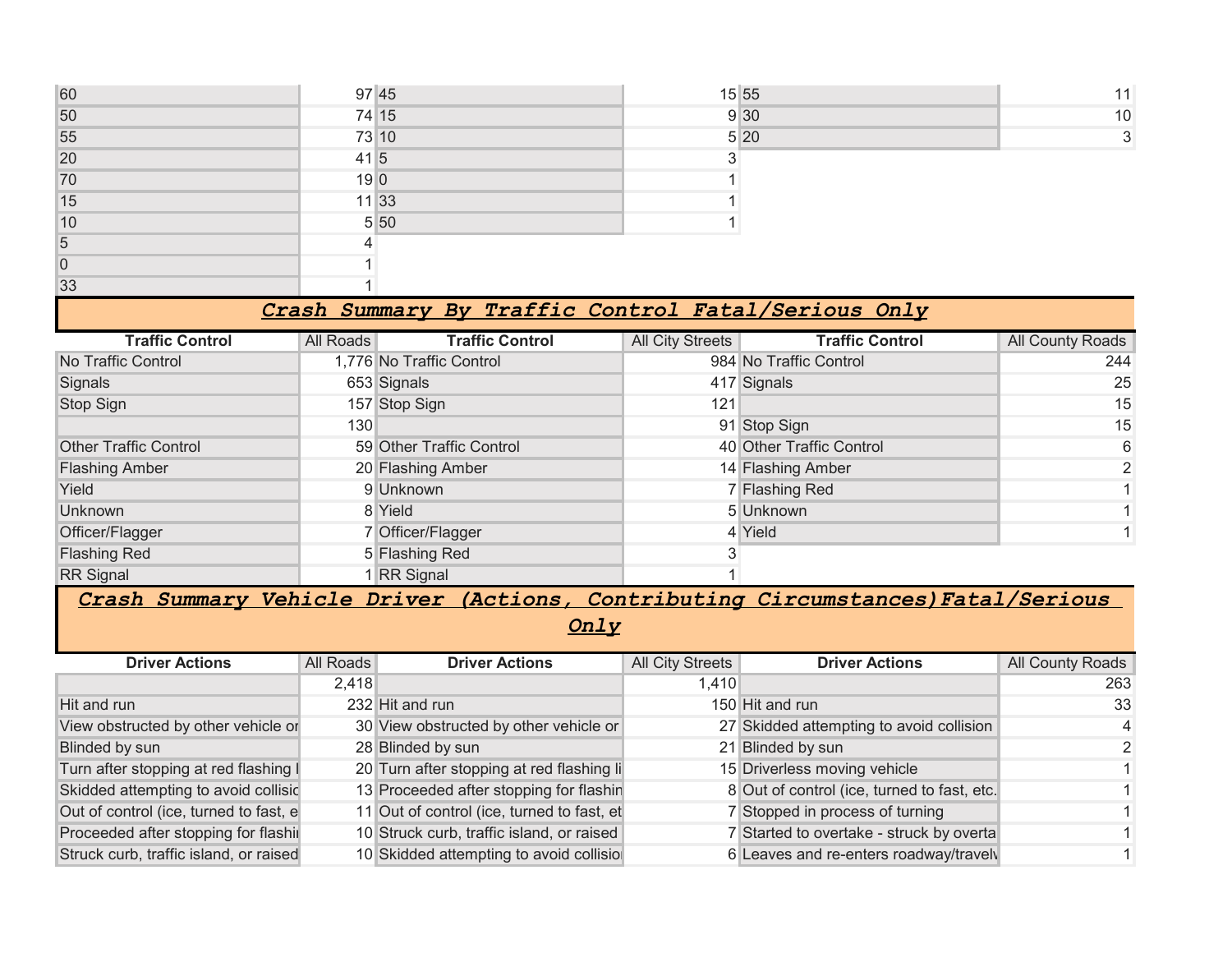| | | | | | |
|---|---|---|---|---|---|
| 60 | 97 | 45 | 15 | 55 | 11 |
| 50 | 74 | 15 | 9 | 30 | 10 |
| 55 | 73 | 10 | 5 | 20 | 3 |
| 20 | 41 | 5 | 3 | | |
| 70 | 19 | 0 | 1 | | |
| 15 | 11 | 33 | 1 | | |
| 10 | 5 | 50 | 1 | | |
| 5 | 4 | | | | |
| 0 | 1 | | | | |
| 33 | 1 | | | | |

## ***Crash Summary By Traffic Control Fatal/Serious Only***

| Traffic Control | All Roads | Traffic Control | All City Streets | Traffic Control | All County Roads |
|---|---|---|---|---|---|
| No Traffic Control | 1,776 | No Traffic Control | 984 | No Traffic Control | 244 |
| Signals | 653 | Signals | 417 | Signals | 25 |
| Stop Sign | 157 | Stop Sign | 121 | | 15 |
| | 130 | | 91 | Stop Sign | 15 |
| Other Traffic Control | 59 | Other Traffic Control | 40 | Other Traffic Control | 6 |
| Flashing Amber | 20 | Flashing Amber | 14 | Flashing Amber | 2 |
| Yield | 9 | Unknown | 7 | Flashing Red | 1 |
| Unknown | 8 | Yield | 5 | Unknown | 1 |
| Officer/Flagger | 7 | Officer/Flagger | 4 | Yield | 1 |
| Flashing Red | 5 | Flashing Red | 3 | | |
| RR Signal | 1 | RR Signal | 1 | | |

## ***Crash Summary Vehicle Driver (Actions, Contributing Circumstances)Fatal/Serious Only***

| Driver Actions | All Roads | Driver Actions | All City Streets | Driver Actions | All County Roads |
|---|---|---|---|---|---|
| | 2,418 | | 1,410 | | 263 |
| Hit and run | 232 | Hit and run | 150 | Hit and run | 33 |
| View obstructed by other vehicle or | 30 | View obstructed by other vehicle or | 27 | Skidded attempting to avoid collision | 4 |
| Blinded by sun | 28 | Blinded by sun | 21 | Blinded by sun | 2 |
| Turn after stopping at red flashing l | 20 | Turn after stopping at red flashing li | 15 | Driverless moving vehicle | 1 |
| Skidded attempting to avoid collisio | 13 | Proceeded after stopping for flashin | 8 | Out of control (ice, turned to fast, etc. | 1 |
| Out of control (ice, turned to fast, e | 11 | Out of control (ice, turned to fast, et | 7 | Stopped in process of turning | 1 |
| Proceeded after stopping for flashi | 10 | Struck curb, traffic island, or raised | 7 | Started to overtake - struck by overta | 1 |
| Struck curb, traffic island, or raised | 10 | Skidded attempting to avoid collisio | 6 | Leaves and re-enters roadway/travelv | 1 |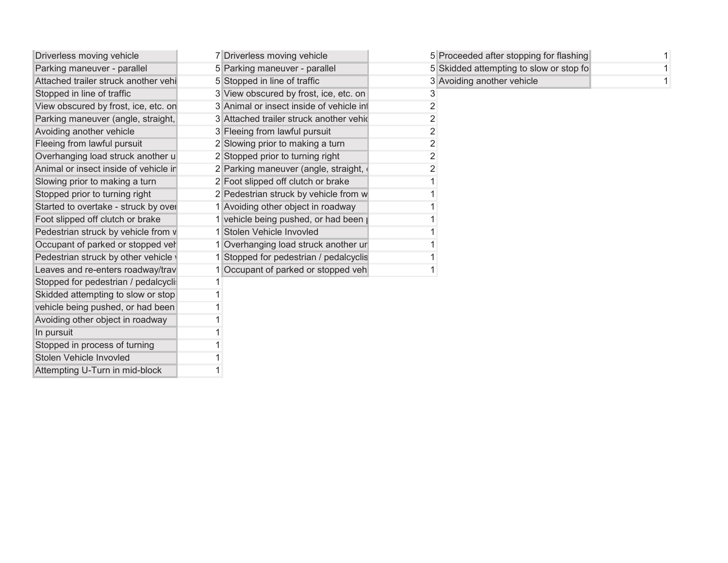| | |
|---|---|
| Driverless moving vehicle | 7 |
| Parking maneuver - parallel | 5 |
| Attached trailer struck another vehi | 5 |
| Stopped in line of traffic | 3 |
| View obscured by frost, ice, etc. on | 3 |
| Parking maneuver (angle, straight, | 3 |
| Avoiding another vehicle | 3 |
| Fleeing from lawful pursuit | 2 |
| Overhanging load struck another u | 2 |
| Animal or insect inside of vehicle in | 2 |
| Slowing prior to making a turn | 2 |
| Stopped prior to turning right | 2 |
| Started to overtake - struck by over | 1 |
| Foot slipped off clutch or brake | 1 |
| Pedestrian struck by vehicle from v | 1 |
| Occupant of parked or stopped veh | 1 |
| Pedestrian struck by other vehicle v | 1 |
| Leaves and re-enters roadway/trav | 1 |
| Stopped for pedestrian / pedalcycli | 1 |
| Skidded attempting to slow or stop | 1 |
| vehicle being pushed, or had been | 1 |
| Avoiding other object in roadway | 1 |
| In pursuit | 1 |
| Stopped in process of turning | 1 |
| Stolen Vehicle Invovled | 1 |
| Attempting U-Turn in mid-block | 1 |

| | |
|---|---|
| Driverless moving vehicle | 5 |
| Parking maneuver - parallel | 5 |
| Stopped in line of traffic | 3 |
| View obscured by frost, ice, etc. on | 3 |
| Animal or insect inside of vehicle int | 2 |
| Attached trailer struck another vehic | 2 |
| Fleeing from lawful pursuit | 2 |
| Slowing prior to making a turn | 2 |
| Stopped prior to turning right | 2 |
| Parking maneuver (angle, straight, | 2 |
| Foot slipped off clutch or brake | 1 |
| Pedestrian struck by vehicle from w | 1 |
| Avoiding other object in roadway | 1 |
| vehicle being pushed, or had been | 1 |
| Stolen Vehicle Invovled | 1 |
| Overhanging load struck another ur | 1 |
| Stopped for pedestrian / pedalcyclis | 1 |
| Occupant of parked or stopped veh | 1 |

| | |
|---|---|
| Proceeded after stopping for flashing | 1 |
| Skidded attempting to slow or stop fo | 1 |
| Avoiding another vehicle | 1 |